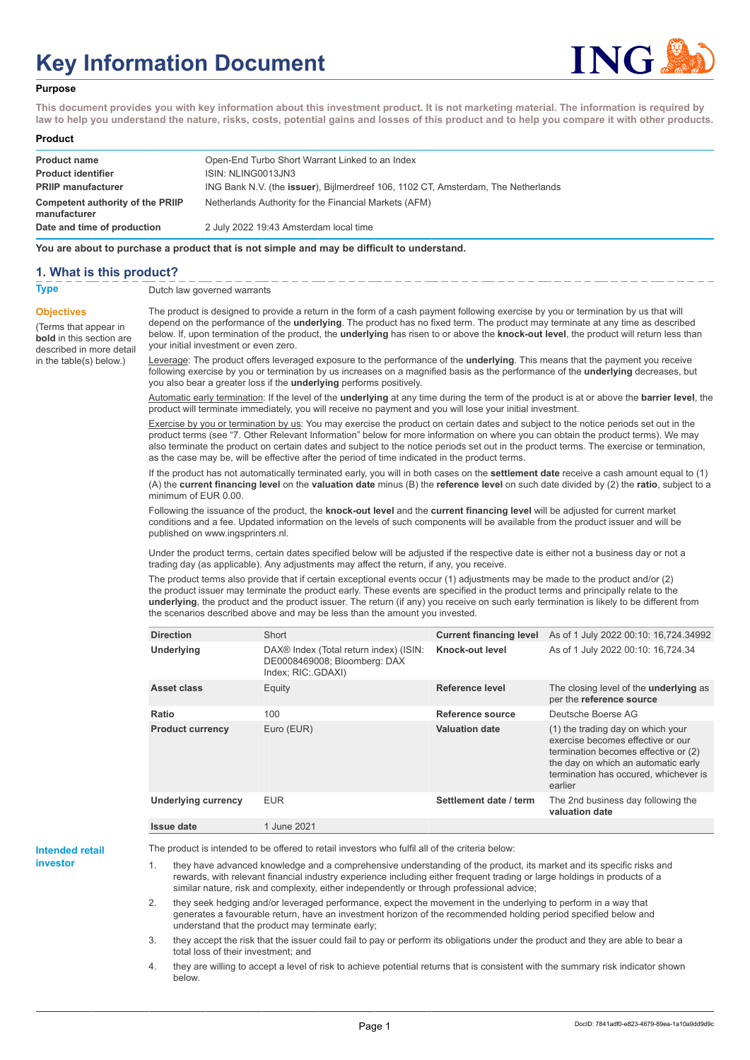# Key Information Document

**Purpose**

**This document provides you with key information about this investment product. It is not marketing material. The information is required by law to help you understand the nature, risks, costs, potential gains and losses of this product and to help you compare it with other products.**

**Product**

| | |
|---|---|
| **Product name** | Open-End Turbo Short Warrant Linked to an Index |
| **Product identifier** | ISIN: NLING0013JN3 |
| **PRIIP manufacturer** | ING Bank N.V. (the **issuer**), Bijlmerdreef 106, 1102 CT, Amsterdam, The Netherlands |
| **Competent authority of the PRIIP manufacturer** | Netherlands Authority for the Financial Markets (AFM) |
| **Date and time of production** | 2 July 2022 19:43 Amsterdam local time |

**You are about to purchase a product that is not simple and may be difficult to understand.**

## 1. What is this product?

**Type**

Dutch law governed warrants

**Objectives**

(Terms that appear in **bold** in this section are described in more detail in the table(s) below.)

The product is designed to provide a return in the form of a cash payment following exercise by you or termination by us that will depend on the performance of the **underlying**. The product has no fixed term. The product may terminate at any time as described below. If, upon termination of the product, the **underlying** has risen to or above the **knock-out level**, the product will return less than your initial investment or even zero.

Leverage: The product offers leveraged exposure to the performance of the **underlying**. This means that the payment you receive following exercise by you or termination by us increases on a magnified basis as the performance of the **underlying** decreases, but you also bear a greater loss if the **underlying** performs positively.

Automatic early termination: If the level of the **underlying** at any time during the term of the product is at or above the **barrier level**, the product will terminate immediately, you will receive no payment and you will lose your initial investment.

Exercise by you or termination by us: You may exercise the product on certain dates and subject to the notice periods set out in the product terms (see "7. Other Relevant Information" below for more information on where you can obtain the product terms). We may also terminate the product on certain dates and subject to the notice periods set out in the product terms. The exercise or termination, as the case may be, will be effective after the period of time indicated in the product terms.

If the product has not automatically terminated early, you will in both cases on the **settlement date** receive a cash amount equal to (1) (A) the **current financing level** on the **valuation date** minus (B) the **reference level** on such date divided by (2) the **ratio**, subject to a minimum of EUR 0.00.

Following the issuance of the product, the **knock-out level** and the **current financing level** will be adjusted for current market conditions and a fee. Updated information on the levels of such components will be available from the product issuer and will be published on www.ingsprinters.nl.

Under the product terms, certain dates specified below will be adjusted if the respective date is either not a business day or not a trading day (as applicable). Any adjustments may affect the return, if any, you receive.

The product terms also provide that if certain exceptional events occur (1) adjustments may be made to the product and/or (2) the product issuer may terminate the product early. These events are specified in the product terms and principally relate to the **underlying**, the product and the product issuer. The return (if any) you receive on such early termination is likely to be different from the scenarios described above and may be less than the amount you invested.

| | | | |
|---|---|---|---|
| **Direction** | Short | **Current financing level** | As of 1 July 2022 00:10: 16,724.34992 |
| **Underlying** | DAX® Index (Total return index) (ISIN: DE0008469008; Bloomberg: DAX Index; RIC:.GDAXI) | **Knock-out level** | As of 1 July 2022 00:10: 16,724.34 |
| **Asset class** | Equity | **Reference level** | The closing level of the **underlying** as per the **reference source** |
| **Ratio** | 100 | **Reference source** | Deutsche Boerse AG |
| **Product currency** | Euro (EUR) | **Valuation date** | (1) the trading day on which your exercise becomes effective or our termination becomes effective or (2) the day on which an automatic early termination has occured, whichever is earlier |
| **Underlying currency** | EUR | **Settlement date / term** | The 2nd business day following the **valuation date** |
| **Issue date** | 1 June 2021 | | |

**Intended retail investor**

The product is intended to be offered to retail investors who fulfil all of the criteria below:

1. they have advanced knowledge and a comprehensive understanding of the product, its market and its specific risks and rewards, with relevant financial industry experience including either frequent trading or large holdings in products of a similar nature, risk and complexity, either independently or through professional advice;
2. they seek hedging and/or leveraged performance, expect the movement in the underlying to perform in a way that generates a favourable return, have an investment horizon of the recommended holding period specified below and understand that the product may terminate early;
3. they accept the risk that the issuer could fail to pay or perform its obligations under the product and they are able to bear a total loss of their investment; and
4. they are willing to accept a level of risk to achieve potential returns that is consistent with the summary risk indicator shown below.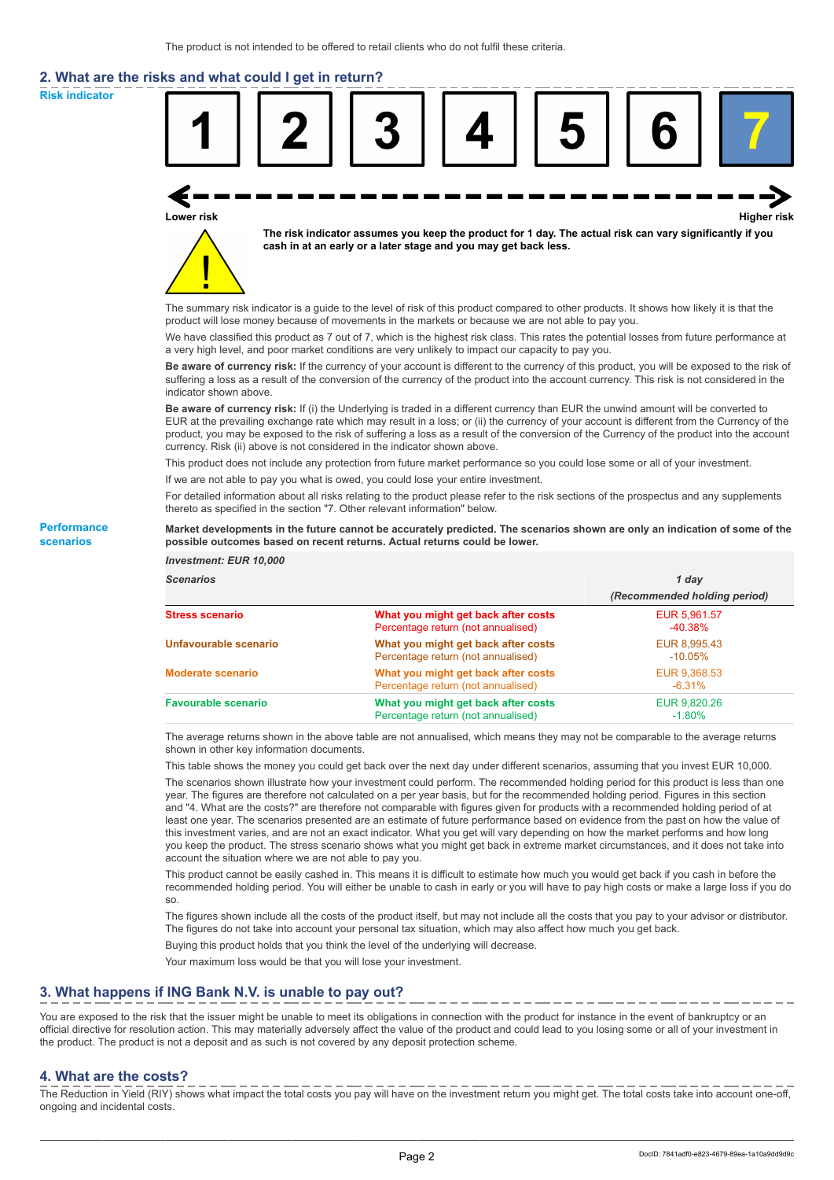The product is not intended to be offered to retail clients who do not fulfil these criteria.

## 2. What are the risks and what could I get in return?

**Risk indicator**

| 1 | 2 | 3 | 4 | 5 | 6 | **7** |
|---|---|---|---|---|---|---|

Lower risk ← → Higher risk

**The risk indicator assumes you keep the product for 1 day. The actual risk can vary significantly if you cash in at an early or a later stage and you may get back less.**

The summary risk indicator is a guide to the level of risk of this product compared to other products. It shows how likely it is that the product will lose money because of movements in the markets or because we are not able to pay you.

We have classified this product as 7 out of 7, which is the highest risk class. This rates the potential losses from future performance at a very high level, and poor market conditions are very unlikely to impact our capacity to pay you.

**Be aware of currency risk:** If the currency of your account is different to the currency of this product, you will be exposed to the risk of suffering a loss as a result of the conversion of the currency of the product into the account currency. This risk is not considered in the indicator shown above.

**Be aware of currency risk:** If (i) the Underlying is traded in a different currency than EUR the unwind amount will be converted to EUR at the prevailing exchange rate which may result in a loss; or (ii) the currency of your account is different from the Currency of the product, you may be exposed to the risk of suffering a loss as a result of the conversion of the Currency of the product into the account currency. Risk (ii) above is not considered in the indicator shown above.

This product does not include any protection from future market performance so you could lose some or all of your investment.

If we are not able to pay you what is owed, you could lose your entire investment.

For detailed information about all risks relating to the product please refer to the risk sections of the prospectus and any supplements thereto as specified in the section "7. Other relevant information" below.

**Performance scenarios**

**Market developments in the future cannot be accurately predicted. The scenarios shown are only an indication of some of the possible outcomes based on recent returns. Actual returns could be lower.**

| *Investment: EUR 10,000* | | |
|---|---|---|
| *Scenarios* | | *1 day* *(Recommended holding period)* |
| **Stress scenario** | **What you might get back after costs** | EUR 5,961.57 |
| | Percentage return (not annualised) | -40.38% |
| **Unfavourable scenario** | **What you might get back after costs** | EUR 8,995.43 |
| | Percentage return (not annualised) | -10.05% |
| **Moderate scenario** | **What you might get back after costs** | EUR 9,368.53 |
| | Percentage return (not annualised) | -6.31% |
| **Favourable scenario** | **What you might get back after costs** | EUR 9,820.26 |
| | Percentage return (not annualised) | -1.80% |

The average returns shown in the above table are not annualised, which means they may not be comparable to the average returns shown in other key information documents.

This table shows the money you could get back over the next day under different scenarios, assuming that you invest EUR 10,000.

The scenarios shown illustrate how your investment could perform. The recommended holding period for this product is less than one year. The figures are therefore not calculated on a per year basis, but for the recommended holding period. Figures in this section and "4. What are the costs?" are therefore not comparable with figures given for products with a recommended holding period of at least one year. The scenarios presented are an estimate of future performance based on evidence from the past on how the value of this investment varies, and are not an exact indicator. What you get will vary depending on how the market performs and how long you keep the product. The stress scenario shows what you might get back in extreme market circumstances, and it does not take into account the situation where we are not able to pay you.

This product cannot be easily cashed in. This means it is difficult to estimate how much you would get back if you cash in before the recommended holding period. You will either be unable to cash in early or you will have to pay high costs or make a large loss if you do so.

The figures shown include all the costs of the product itself, but may not include all the costs that you pay to your advisor or distributor. The figures do not take into account your personal tax situation, which may also affect how much you get back.

Buying this product holds that you think the level of the underlying will decrease.

Your maximum loss would be that you will lose your investment.

## 3. What happens if ING Bank N.V. is unable to pay out?

You are exposed to the risk that the issuer might be unable to meet its obligations in connection with the product for instance in the event of bankruptcy or an official directive for resolution action. This may materially adversely affect the value of the product and could lead to you losing some or all of your investment in the product. The product is not a deposit and as such is not covered by any deposit protection scheme.

## 4. What are the costs?

The Reduction in Yield (RIY) shows what impact the total costs you pay will have on the investment return you might get. The total costs take into account one-off, ongoing and incidental costs.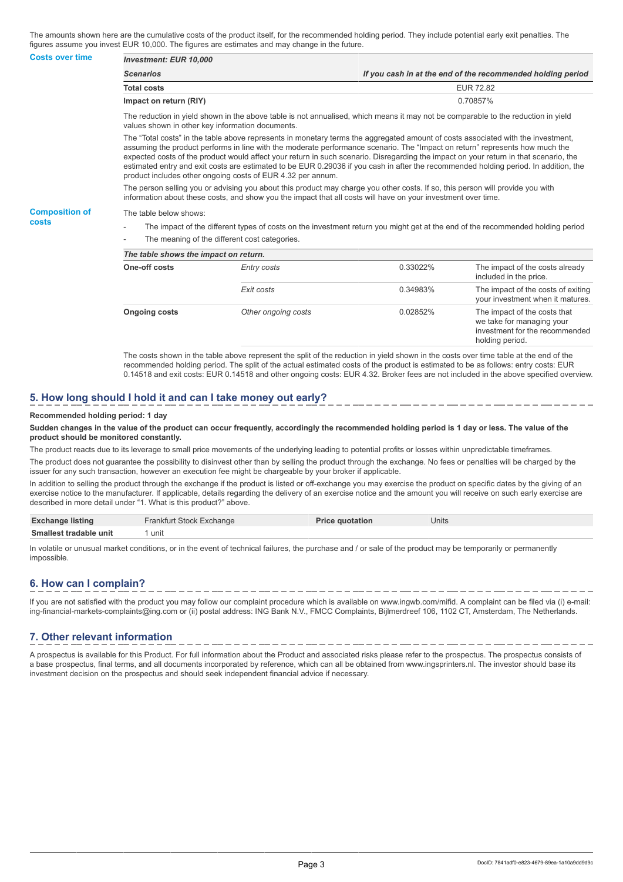The amounts shown here are the cumulative costs of the product itself, for the recommended holding period. They include potential early exit penalties. The figures assume you invest EUR 10,000. The figures are estimates and may change in the future.

**Costs over time**

| *Investment: EUR 10,000* | |
|---|---|
| ***Scenarios*** | ***If you cash in at the end of the recommended holding period*** |
| **Total costs** | EUR 72.82 |
| **Impact on return (RIY)** | 0.70857% |

The reduction in yield shown in the above table is not annualised, which means it may not be comparable to the reduction in yield values shown in other key information documents.

The "Total costs" in the table above represents in monetary terms the aggregated amount of costs associated with the investment, assuming the product performs in line with the moderate performance scenario. The "Impact on return" represents how much the expected costs of the product would affect your return in such scenario. Disregarding the impact on your return in that scenario, the estimated entry and exit costs are estimated to be EUR 0.29036 if you cash in after the recommended holding period. In addition, the product includes other ongoing costs of EUR 4.32 per annum.

The person selling you or advising you about this product may charge you other costs. If so, this person will provide you with information about these costs, and show you the impact that all costs will have on your investment over time.

**Composition of costs**

The table below shows:

- The impact of the different types of costs on the investment return you might get at the end of the recommended holding period
- The meaning of the different cost categories.

| *The table shows the impact on return.* | | | |
|---|---|---|---|
| **One-off costs** | *Entry costs* | 0.33022% | The impact of the costs already included in the price. |
| | *Exit costs* | 0.34983% | The impact of the costs of exiting your investment when it matures. |
| **Ongoing costs** | *Other ongoing costs* | 0.02852% | The impact of the costs that we take for managing your investment for the recommended holding period. |

The costs shown in the table above represent the split of the reduction in yield shown in the costs over time table at the end of the recommended holding period. The split of the actual estimated costs of the product is estimated to be as follows: entry costs: EUR 0.14518 and exit costs: EUR 0.14518 and other ongoing costs: EUR 4.32. Broker fees are not included in the above specified overview.

## 5. How long should I hold it and can I take money out early?

**Recommended holding period: 1 day**

**Sudden changes in the value of the product can occur frequently, accordingly the recommended holding period is 1 day or less. The value of the product should be monitored constantly.**

The product reacts due to its leverage to small price movements of the underlying leading to potential profits or losses within unpredictable timeframes.

The product does not guarantee the possibility to disinvest other than by selling the product through the exchange. No fees or penalties will be charged by the issuer for any such transaction, however an execution fee might be chargeable by your broker if applicable.

In addition to selling the product through the exchange if the product is listed or off-exchange you may exercise the product on specific dates by the giving of an exercise notice to the manufacturer. If applicable, details regarding the delivery of an exercise notice and the amount you will receive on such early exercise are described in more detail under "1. What is this product?" above.

| **Exchange listing** | Frankfurt Stock Exchange | **Price quotation** | Units |
|---|---|---|---|
| **Smallest tradable unit** | 1 unit | | |

In volatile or unusual market conditions, or in the event of technical failures, the purchase and / or sale of the product may be temporarily or permanently impossible.

## 6. How can I complain?

If you are not satisfied with the product you may follow our complaint procedure which is available on www.ingwb.com/mifid. A complaint can be filed via (i) e-mail: ing-financial-markets-complaints@ing.com or (ii) postal address: ING Bank N.V., FMCC Complaints, Bijlmerdreef 106, 1102 CT, Amsterdam, The Netherlands.

## 7. Other relevant information

A prospectus is available for this Product. For full information about the Product and associated risks please refer to the prospectus. The prospectus consists of a base prospectus, final terms, and all documents incorporated by reference, which can all be obtained from www.ingsprinters.nl. The investor should base its investment decision on the prospectus and should seek independent financial advice if necessary.